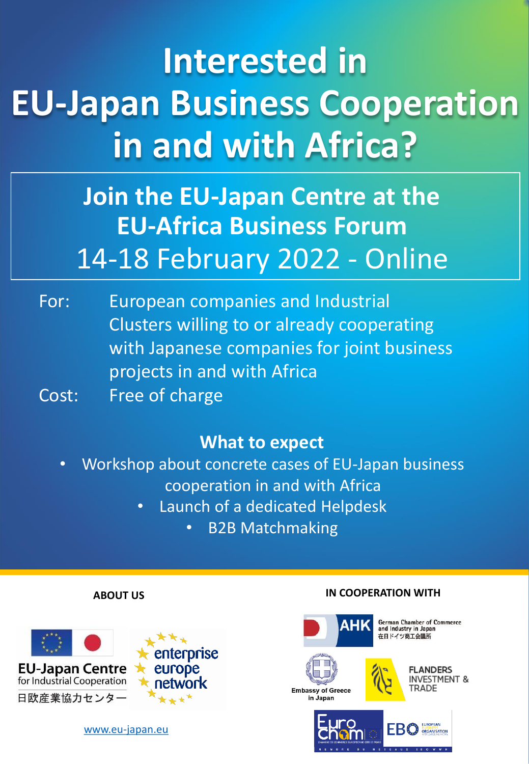# Interested in EU-Japan Business Cooperation in and with Africa?

## Join the EU-Japan Centre at the EU-Africa Business Forum

14-18 February 2022 - Online

**For:** European companies and Industrial Clusters willing to or already cooperating with Japanese companies for joint business projects in and with Africa

**Cost:** Free of charge

### What to expect

- Workshop about concrete cases of EU-Japan business cooperation in and with Africa
- Launch of a dedicated Helpdesk
- B2B Matchmaking

**ABOUT US**

EU-Japan Centre for Industrial Cooperation
日欧産業協力センター

enterprise europe network

www.eu-japan.eu

**IN COOPERATION WITH**

AHK German Chamber of Commerce and Industry in Japan 在日ドイツ商工会議所

Embassy of Greece in Japan

FLANDERS INVESTMENT & TRADE

EuroCham

EBO European Business Organisation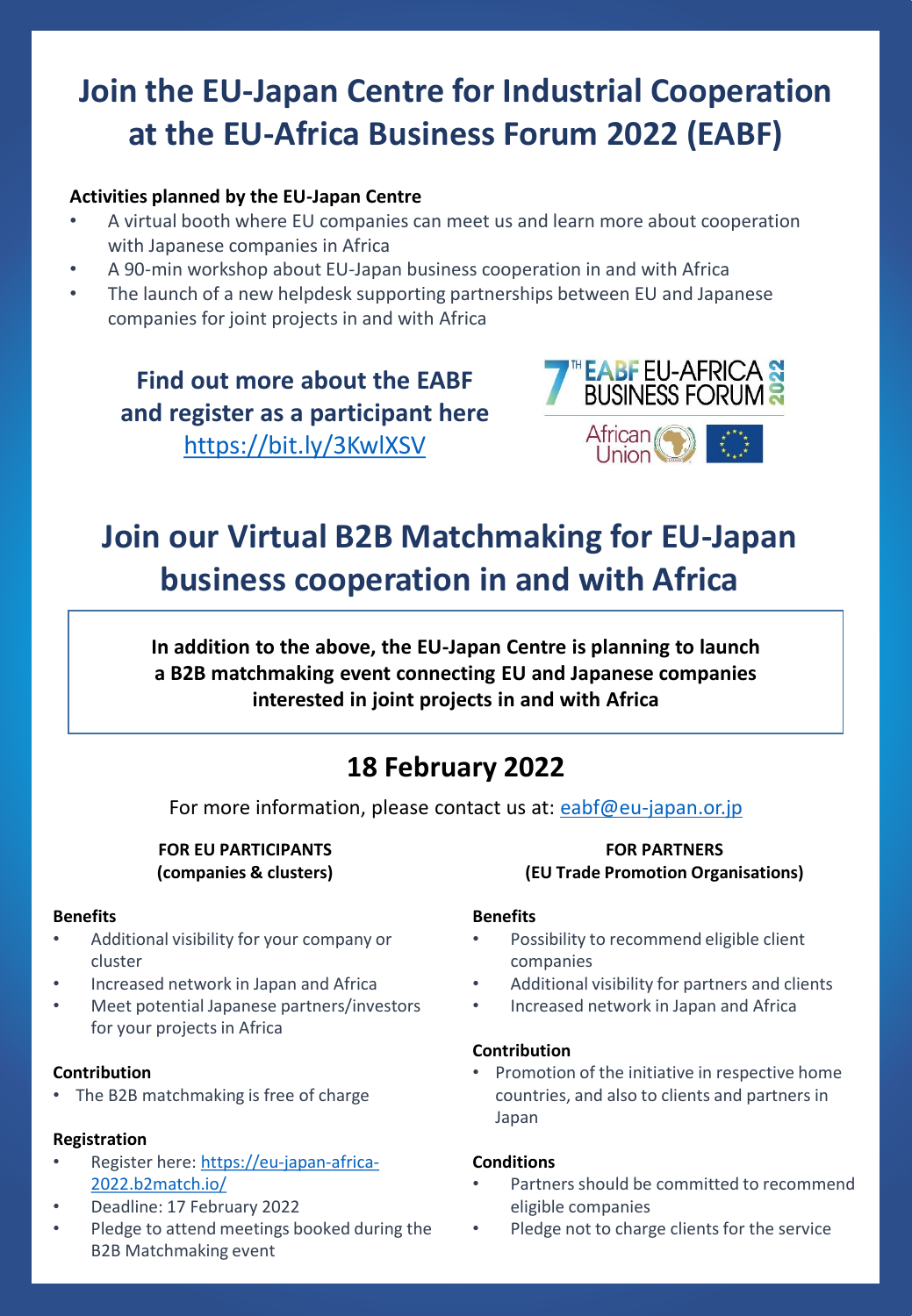# Join the EU-Japan Centre for Industrial Cooperation at the EU-Africa Business Forum 2022 (EABF)

**Activities planned by the EU-Japan Centre**

- A virtual booth where EU companies can meet us and learn more about cooperation with Japanese companies in Africa
- A 90-min workshop about EU-Japan business cooperation in and with Africa
- The launch of a new helpdesk supporting partnerships between EU and Japanese companies for joint projects in and with Africa

**Find out more about the EABF and register as a participant here**
https://bit.ly/3KwlXSV

7TH EABF EU-AFRICA BUSINESS FORUM 2022

African Union

# Join our Virtual B2B Matchmaking for EU-Japan business cooperation in and with Africa

**In addition to the above, the EU-Japan Centre is planning to launch a B2B matchmaking event connecting EU and Japanese companies interested in joint projects in and with Africa**

## 18 February 2022

For more information, please contact us at: eabf@eu-japan.or.jp

### FOR EU PARTICIPANTS (companies & clusters)

**Benefits**

- Additional visibility for your company or cluster
- Increased network in Japan and Africa
- Meet potential Japanese partners/investors for your projects in Africa

**Contribution**

- The B2B matchmaking is free of charge

**Registration**

- Register here: https://eu-japan-africa-2022.b2match.io/
- Deadline: 17 February 2022
- Pledge to attend meetings booked during the B2B Matchmaking event

### FOR PARTNERS (EU Trade Promotion Organisations)

**Benefits**

- Possibility to recommend eligible client companies
- Additional visibility for partners and clients
- Increased network in Japan and Africa

**Contribution**

- Promotion of the initiative in respective home countries, and also to clients and partners in Japan

**Conditions**

- Partners should be committed to recommend eligible companies
- Pledge not to charge clients for the service